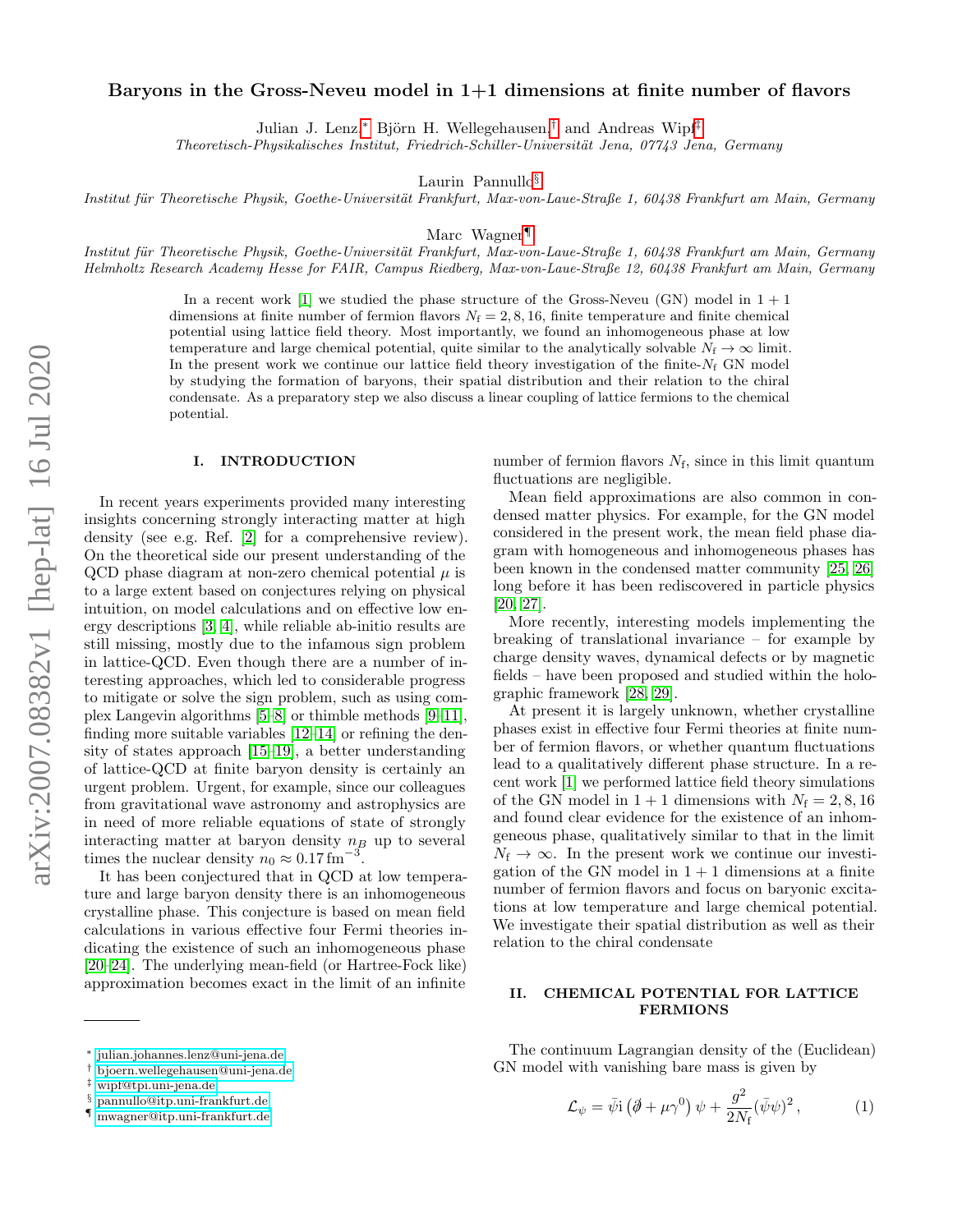# Baryons in the Gross-Neveu model in 1+1 dimensions at finite number of flavors

Julian J. Lenz,[*] Björn H. Wellegehausen,[†] and Andreas Wipf[‡]

*Theoretisch-Physikalisches Institut, Friedrich-Schiller-Universität Jena, 07743 Jena, Germany*

Laurin Pannullo[§]

*Institut für Theoretische Physik, Goethe-Universität Frankfurt, Max-von-Laue-Straße 1, 60438 Frankfurt am Main, Germany*

Marc Wagner[¶]

*Institut für Theoretische Physik, Goethe-Universität Frankfurt, Max-von-Laue-Straße 1, 60438 Frankfurt am Main, Germany*
*Helmholtz Research Academy Hesse for FAIR, Campus Riedberg, Max-von-Laue-Straße 12, 60438 Frankfurt am Main, Germany*

In a recent work [1] we studied the phase structure of the Gross-Neveu (GN) model in $1+1$ dimensions at finite number of fermion flavors $N_\mathrm{f} = 2, 8, 16$, finite temperature and finite chemical potential using lattice field theory. Most importantly, we found an inhomogeneous phase at low temperature and large chemical potential, quite similar to the analytically solvable $N_\mathrm{f} \to \infty$ limit. In the present work we continue our lattice field theory investigation of the finite-$N_\mathrm{f}$ GN model by studying the formation of baryons, their spatial distribution and their relation to the chiral condensate. As a preparatory step we also discuss a linear coupling of lattice fermions to the chemical potential.

## I. INTRODUCTION

In recent years experiments provided many interesting insights concerning strongly interacting matter at high density (see e.g. Ref. [2] for a comprehensive review). On the theoretical side our present understanding of the QCD phase diagram at non-zero chemical potential $\mu$ is to a large extent based on conjectures relying on physical intuition, on model calculations and on effective low energy descriptions [3, 4], while reliable ab-initio results are still missing, mostly due to the infamous sign problem in lattice-QCD. Even though there are a number of interesting approaches, which led to considerable progress to mitigate or solve the sign problem, such as using complex Langevin algorithms [5–8] or thimble methods [9–11], finding more suitable variables [12–14] or refining the density of states approach [15–19], a better understanding of lattice-QCD at finite baryon density is certainly an urgent problem. Urgent, for example, since our colleagues from gravitational wave astronomy and astrophysics are in need of more reliable equations of state of strongly interacting matter at baryon density $n_B$ up to several times the nuclear density $n_0 \approx 0.17\,\mathrm{fm}^{-3}$.

It has been conjectured that in QCD at low temperature and large baryon density there is an inhomogeneous crystalline phase. This conjecture is based on mean field calculations in various effective four Fermi theories indicating the existence of such an inhomogeneous phase [20–24]. The underlying mean-field (or Hartree-Fock like) approximation becomes exact in the limit of an infinite number of fermion flavors $N_\mathrm{f}$, since in this limit quantum fluctuations are negligible.

Mean field approximations are also common in condensed matter physics. For example, for the GN model considered in the present work, the mean field phase diagram with homogeneous and inhomogeneous phases has been known in the condensed matter community [25, 26] long before it has been rediscovered in particle physics [20, 27].

More recently, interesting models implementing the breaking of translational invariance – for example by charge density waves, dynamical defects or by magnetic fields – have been proposed and studied within the holographic framework [28, 29].

At present it is largely unknown, whether crystalline phases exist in effective four Fermi theories at finite number of fermion flavors, or whether quantum fluctuations lead to a qualitatively different phase structure. In a recent work [1] we performed lattice field theory simulations of the GN model in $1+1$ dimensions with $N_\mathrm{f} = 2, 8, 16$ and found clear evidence for the existence of an inhomogeneous phase, qualitatively similar to that in the limit $N_\mathrm{f} \to \infty$. In the present work we continue our investigation of the GN model in $1+1$ dimensions at a finite number of fermion flavors and focus on baryonic excitations at low temperature and large chemical potential. We investigate their spatial distribution as well as their relation to the chiral condensate

## II. CHEMICAL POTENTIAL FOR LATTICE FERMIONS

The continuum Lagrangian density of the (Euclidean) GN model with vanishing bare mass is given by

$$\mathcal{L}_\psi = \bar{\psi}\mathrm{i}\left(\partial\!\!\!/ + \mu\gamma^0\right)\psi + \frac{g^2}{2N_\mathrm{f}}(\bar{\psi}\psi)^2\,, \tag{1}$$

---

[*] julian.johannes.lenz@uni-jena.de
[†] bjoern.wellegehausen@uni-jena.de
[‡] wipf@tpi.uni-jena.de
[§] pannullo@itp.uni-frankfurt.de
[¶] mwagner@itp.uni-frankfurt.de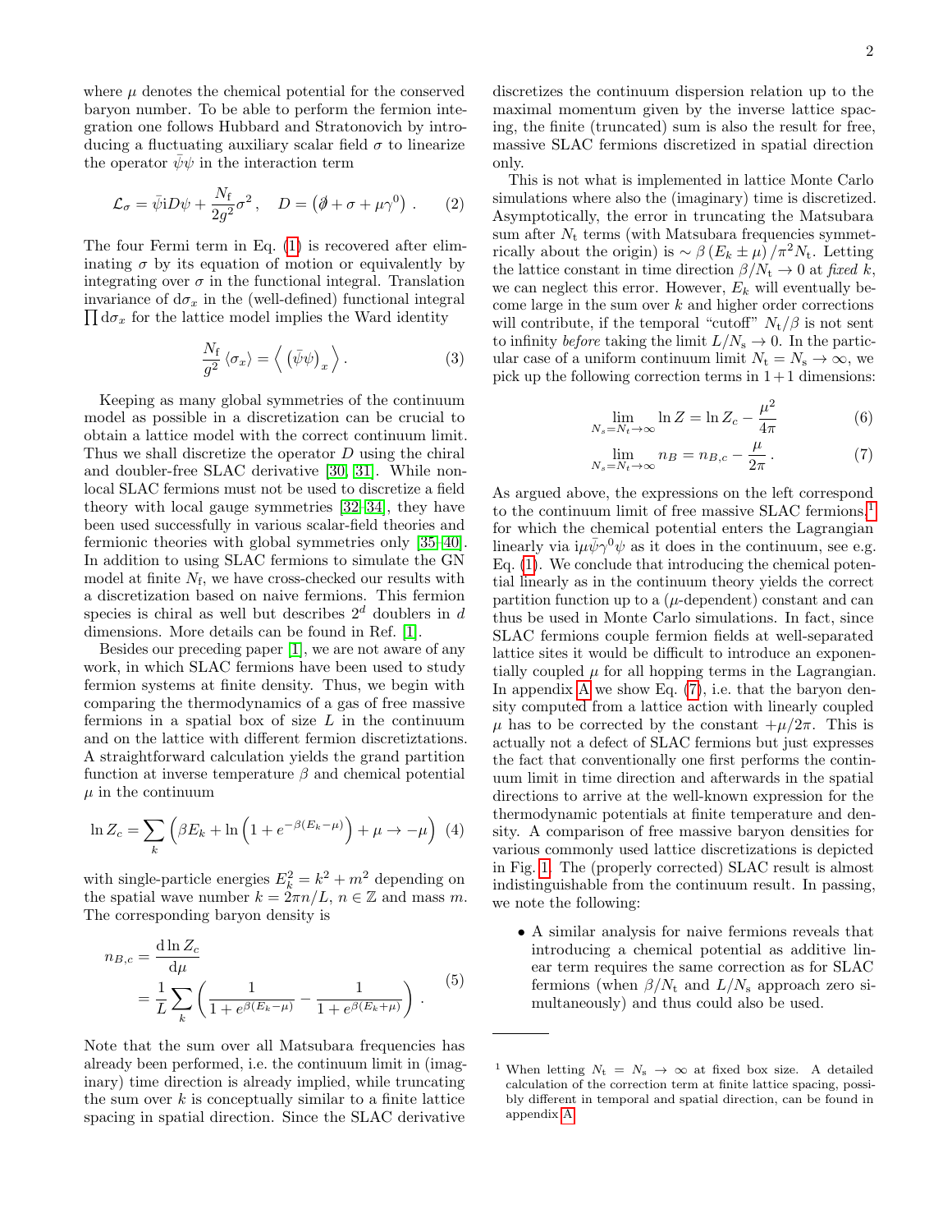where $\mu$ denotes the chemical potential for the conserved baryon number. To be able to perform the fermion integration one follows Hubbard and Stratonovich by introducing a fluctuating auxiliary scalar field $\sigma$ to linearize the operator $\bar{\psi}\psi$ in the interaction term

$$\mathcal{L}_\sigma = \bar{\psi}\mathrm{i}D\psi + \frac{N_\mathrm{f}}{2g^2}\sigma^2\,, \quad D = \left(\partial\!\!\!/ + \sigma + \mu\gamma^0\right)\,. \tag{2}$$

The four Fermi term in Eq. (1) is recovered after eliminating $\sigma$ by its equation of motion or equivalently by integrating over $\sigma$ in the functional integral. Translation invariance of $\mathrm{d}\sigma_x$ in the (well-defined) functional integral $\prod \mathrm{d}\sigma_x$ for the lattice model implies the Ward identity

$$\frac{N_\mathrm{f}}{g^2}\left\langle \sigma_x \right\rangle = \left\langle \left(\bar{\psi}\psi\right)_x \right\rangle. \tag{3}$$

Keeping as many global symmetries of the continuum model as possible in a discretization can be crucial to obtain a lattice model with the correct continuum limit. Thus we shall discretize the operator $D$ using the chiral and doubler-free SLAC derivative [30, 31]. While non-local SLAC fermions must not be used to discretize a field theory with local gauge symmetries [32–34], they have been used successfully in various scalar-field theories and fermionic theories with global symmetries only [35–40]. In addition to using SLAC fermions to simulate the GN model at finite $N_\mathrm{f}$, we have cross-checked our results with a discretization based on naive fermions. This fermion species is chiral as well but describes $2^d$ doublers in $d$ dimensions. More details can be found in Ref. [1].

Besides our preceding paper [1], we are not aware of any work, in which SLAC fermions have been used to study fermion systems at finite density. Thus, we begin with comparing the thermodynamics of a gas of free massive fermions in a spatial box of size $L$ in the continuum and on the lattice with different fermion discretiztations. A straightforward calculation yields the grand partition function at inverse temperature $\beta$ and chemical potential $\mu$ in the continuum

$$\ln Z_c = \sum_k \left(\beta E_k + \ln\left(1 + e^{-\beta(E_k-\mu)}\right) + \mu \to -\mu\right) \tag{4}$$

with single-particle energies $E_k^2 = k^2 + m^2$ depending on the spatial wave number $k = 2\pi n/L$, $n \in \mathbb{Z}$ and mass $m$. The corresponding baryon density is

$$\begin{aligned} n_{B,c} &= \frac{\mathrm{d}\ln Z_c}{\mathrm{d}\mu} \\ &= \frac{1}{L}\sum_k \left(\frac{1}{1+e^{\beta(E_k-\mu)}} - \frac{1}{1+e^{\beta(E_k+\mu)}}\right)\,. \end{aligned} \tag{5}$$

Note that the sum over all Matsubara frequencies has already been performed, i.e. the continuum limit in (imaginary) time direction is already implied, while truncating the sum over $k$ is conceptually similar to a finite lattice spacing in spatial direction. Since the SLAC derivative discretizes the continuum dispersion relation up to the maximal momentum given by the inverse lattice spacing, the finite (truncated) sum is also the result for free, massive SLAC fermions discretized in spatial direction only.

This is not what is implemented in lattice Monte Carlo simulations where also the (imaginary) time is discretized. Asymptotically, the error in truncating the Matsubara sum after $N_\mathrm{t}$ terms (with Matsubara frequencies symmetrically about the origin) is $\sim \beta\left(E_k \pm \mu\right)/\pi^2 N_\mathrm{t}$. Letting the lattice constant in time direction $\beta/N_\mathrm{t} \to 0$ at *fixed* $k$, we can neglect this error. However, $E_k$ will eventually become large in the sum over $k$ and higher order corrections will contribute, if the temporal "cutoff" $N_\mathrm{t}/\beta$ is not sent to infinity *before* taking the limit $L/N_\mathrm{s} \to 0$. In the particular case of a uniform continuum limit $N_\mathrm{t} = N_\mathrm{s} \to \infty$, we pick up the following correction terms in $1+1$ dimensions:

$$\lim_{N_s = N_t \to \infty} \ln Z = \ln Z_c - \frac{\mu^2}{4\pi} \tag{6}$$

$$\lim_{N_s = N_t \to \infty} n_B = n_{B,c} - \frac{\mu}{2\pi}\,. \tag{7}$$

As argued above, the expressions on the left correspond to the continuum limit of free massive SLAC fermions,[1] for which the chemical potential enters the Lagrangian linearly via $\mathrm{i}\mu\bar{\psi}\gamma^0\psi$ as it does in the continuum, see e.g. Eq. (1). We conclude that introducing the chemical potential linearly as in the continuum theory yields the correct partition function up to a ($\mu$-dependent) constant and can thus be used in Monte Carlo simulations. In fact, since SLAC fermions couple fermion fields at well-separated lattice sites it would be difficult to introduce an exponentially coupled $\mu$ for all hopping terms in the Lagrangian. In appendix A we show Eq. (7), i.e. that the baryon density computed from a lattice action with linearly coupled $\mu$ has to be corrected by the constant $+\mu/2\pi$. This is actually not a defect of SLAC fermions but just expresses the fact that conventionally one first performs the continuum limit in time direction and afterwards in the spatial directions to arrive at the well-known expression for the thermodynamic potentials at finite temperature and density. A comparison of free massive baryon densities for various commonly used lattice discretizations is depicted in Fig. 1. The (properly corrected) SLAC result is almost indistinguishable from the continuum result. In passing, we note the following:

- A similar analysis for naive fermions reveals that introducing a chemical potential as additive linear term requires the same correction as for SLAC fermions (when $\beta/N_\mathrm{t}$ and $L/N_\mathrm{s}$ approach zero simultaneously) and thus could also be used.

[1] When letting $N_\mathrm{t} = N_\mathrm{s} \to \infty$ at fixed box size. A detailed calculation of the correction term at finite lattice spacing, possibly different in temporal and spatial direction, can be found in appendix A.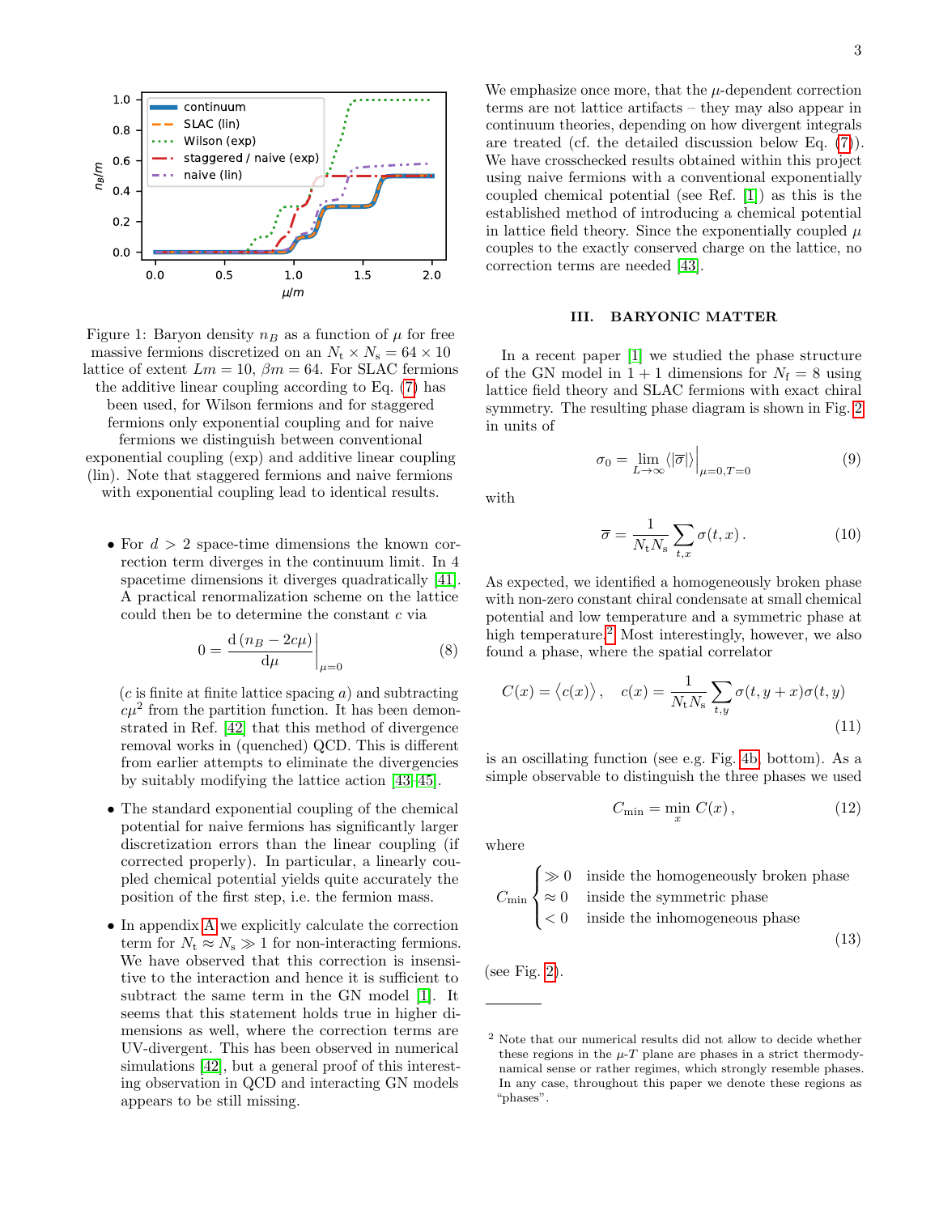Figure 1: Baryon density $n_B$ as a function of $\mu$ for free massive fermions discretized on an $N_t \times N_s = 64 \times 10$ lattice of extent $Lm = 10$, $\beta m = 64$. For SLAC fermions the additive linear coupling according to Eq. (7) has been used, for Wilson fermions and for staggered fermions only exponential coupling and for naive fermions we distinguish between conventional exponential coupling (exp) and additive linear coupling (lin). Note that staggered fermions and naive fermions with exponential coupling lead to identical results.

- For $d > 2$ space-time dimensions the known correction term diverges in the continuum limit. In 4 spacetime dimensions it diverges quadratically [41]. A practical renormalization scheme on the lattice could then be to determine the constant $c$ via

$$0 = \left.\frac{\mathrm{d}\,(n_B - 2c\mu)}{\mathrm{d}\mu}\right|_{\mu=0} \tag{8}$$

  ($c$ is finite at finite lattice spacing $a$) and subtracting $c\mu^2$ from the partition function. It has been demonstrated in Ref. [42] that this method of divergence removal works in (quenched) QCD. This is different from earlier attempts to eliminate the divergencies by suitably modifying the lattice action [43–45].

- The standard exponential coupling of the chemical potential for naive fermions has significantly larger discretization errors than the linear coupling (if corrected properly). In particular, a linearly coupled chemical potential yields quite accurately the position of the first step, i.e. the fermion mass.

- In appendix A we explicitly calculate the correction term for $N_t \approx N_s \gg 1$ for non-interacting fermions. We have observed that this correction is insensitive to the interaction and hence it is sufficient to subtract the same term in the GN model [1]. It seems that this statement holds true in higher dimensions as well, where the correction terms are UV-divergent. This has been observed in numerical simulations [42], but a general proof of this interesting observation in QCD and interacting GN models appears to be still missing.

We emphasize once more, that the $\mu$-dependent correction terms are not lattice artifacts – they may also appear in continuum theories, depending on how divergent integrals are treated (cf. the detailed discussion below Eq. (7)). We have crosschecked results obtained within this project using naive fermions with a conventional exponentially coupled chemical potential (see Ref. [1]) as this is the established method of introducing a chemical potential in lattice field theory. Since the exponentially coupled $\mu$ couples to the exactly conserved charge on the lattice, no correction terms are needed [43].

## III. BARYONIC MATTER

In a recent paper [1] we studied the phase structure of the GN model in $1+1$ dimensions for $N_f = 8$ using lattice field theory and SLAC fermions with exact chiral symmetry. The resulting phase diagram is shown in Fig. 2 in units of

$$\sigma_0 = \lim_{L\to\infty} \langle|\overline{\sigma}|\rangle\Big|_{\mu=0,T=0} \tag{9}$$

with

$$\overline{\sigma} = \frac{1}{N_t N_s}\sum_{t,x}\sigma(t,x)\,. \tag{10}$$

As expected, we identified a homogeneously broken phase with non-zero constant chiral condensate at small chemical potential and low temperature and a symmetric phase at high temperature.[2] Most interestingly, however, we also found a phase, where the spatial correlator

$$C(x) = \langle c(x)\rangle\,, \quad c(x) = \frac{1}{N_t N_s}\sum_{t,y}\sigma(t,y+x)\sigma(t,y) \tag{11}$$

is an oscillating function (see e.g. Fig. 4b, bottom). As a simple observable to distinguish the three phases we used

$$C_{\min} = \min_x C(x)\,, \tag{12}$$

where

$$C_{\min}\begin{cases} \gg 0 & \text{inside the homogeneously broken phase} \\ \approx 0 & \text{inside the symmetric phase} \\ < 0 & \text{inside the inhomogeneous phase} \end{cases} \tag{13}$$

(see Fig. 2).

[2] Note that our numerical results did not allow to decide whether these regions in the $\mu$-$T$ plane are phases in a strict thermodynamical sense or rather regimes, which strongly resemble phases. In any case, throughout this paper we denote these regions as "phases".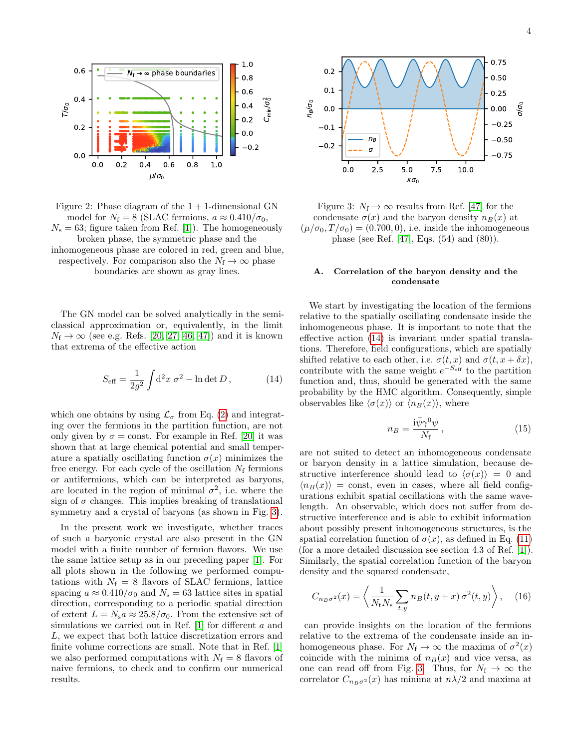Figure 2: Phase diagram of the $1+1$-dimensional GN model for $N_\mathrm{f} = 8$ (SLAC fermions, $a \approx 0.410/\sigma_0$, $N_\mathrm{s} = 63$; figure taken from Ref. [1]). The homogeneously broken phase, the symmetric phase and the inhomogeneous phase are colored in red, green and blue, respectively. For comparison also the $N_\mathrm{f} \to \infty$ phase boundaries are shown as gray lines.

The GN model can be solved analytically in the semi-classical approximation or, equivalently, in the limit $N_\mathrm{f} \to \infty$ (see e.g. Refs. [20, 27, 46, 47]) and it is known that extrema of the effective action

$$S_\mathrm{eff} = \frac{1}{2g^2} \int \mathrm{d}^2x \, \sigma^2 - \ln \det D \,, \tag{14}$$

which one obtains by using $\mathcal{L}_\sigma$ from Eq. (2) and integrating over the fermions in the partition function, are not only given by $\sigma = \mathrm{const.}$ For example in Ref. [20] it was shown that at large chemical potential and small temperature a spatially oscillating function $\sigma(x)$ minimizes the free energy. For each cycle of the oscillation $N_\mathrm{f}$ fermions or antifermions, which can be interpreted as baryons, are located in the region of minimal $\sigma^2$, i.e. where the sign of $\sigma$ changes. This implies breaking of translational symmetry and a crystal of baryons (as shown in Fig. 3).

In the present work we investigate, whether traces of such a baryonic crystal are also present in the GN model with a finite number of fermion flavors. We use the same lattice setup as in our preceding paper [1]. For all plots shown in the following we performed computations with $N_\mathrm{f} = 8$ flavors of SLAC fermions, lattice spacing $a \approx 0.410/\sigma_0$ and $N_\mathrm{s} = 63$ lattice sites in spatial direction, corresponding to a periodic spatial direction of extent $L = N_\mathrm{s} a \approx 25.8/\sigma_0$. From the extensive set of simulations we carried out in Ref. [1] for different $a$ and $L$, we expect that both lattice discretization errors and finite volume corrections are small. Note that in Ref. [1] we also performed computations with $N_\mathrm{f} = 8$ flavors of naive fermions, to check and to confirm our numerical results.

Figure 3: $N_\mathrm{f} \to \infty$ results from Ref. [47] for the condensate $\sigma(x)$ and the baryon density $n_B(x)$ at $(\mu/\sigma_0, T/\sigma_0) = (0.700, 0)$, i.e. inside the inhomogeneous phase (see Ref. [47], Eqs. (54) and (80)).

### A. Correlation of the baryon density and the condensate

We start by investigating the location of the fermions relative to the spatially oscillating condensate inside the inhomogeneous phase. It is important to note that the effective action (14) is invariant under spatial translations. Therefore, field configurations, which are spatially shifted relative to each other, i.e. $\sigma(t,x)$ and $\sigma(t, x + \delta x)$, contribute with the same weight $e^{-S_\mathrm{eff}}$ to the partition function and, thus, should be generated with the same probability by the HMC algorithm. Consequently, simple observables like $\langle \sigma(x) \rangle$ or $\langle n_B(x) \rangle$, where

$$n_B = \frac{\mathrm{i}\bar{\psi}\gamma^0\psi}{N_\mathrm{f}} \,, \tag{15}$$

are not suited to detect an inhomogeneous condensate or baryon density in a lattice simulation, because destructive interference should lead to $\langle \sigma(x) \rangle = 0$ and $\langle n_B(x) \rangle = \mathrm{const}$, even in cases, where all field configurations exhibit spatial oscillations with the same wavelength. An observable, which does not suffer from destructive interference and is able to exhibit information about possibly present inhomogeneous structures, is the spatial correlation function of $\sigma(x)$, as defined in Eq. (11) (for a more detailed discussion see section 4.3 of Ref. [1]). Similarly, the spatial correlation function of the baryon density and the squared condensate,

$$C_{n_B\sigma^2}(x) = \left\langle \frac{1}{N_\mathrm{t} N_\mathrm{s}} \sum_{t,y} n_B(t, y + x) \, \sigma^2(t, y) \right\rangle, \tag{16}$$

can provide insights on the location of the fermions relative to the extrema of the condensate inside an inhomogeneous phase. For $N_\mathrm{f} \to \infty$ the maxima of $\sigma^2(x)$ coincide with the minima of $n_B(x)$ and vice versa, as one can read off from Fig. 3. Thus, for $N_\mathrm{f} \to \infty$ the correlator $C_{n_B\sigma^2}(x)$ has minima at $n\lambda/2$ and maxima at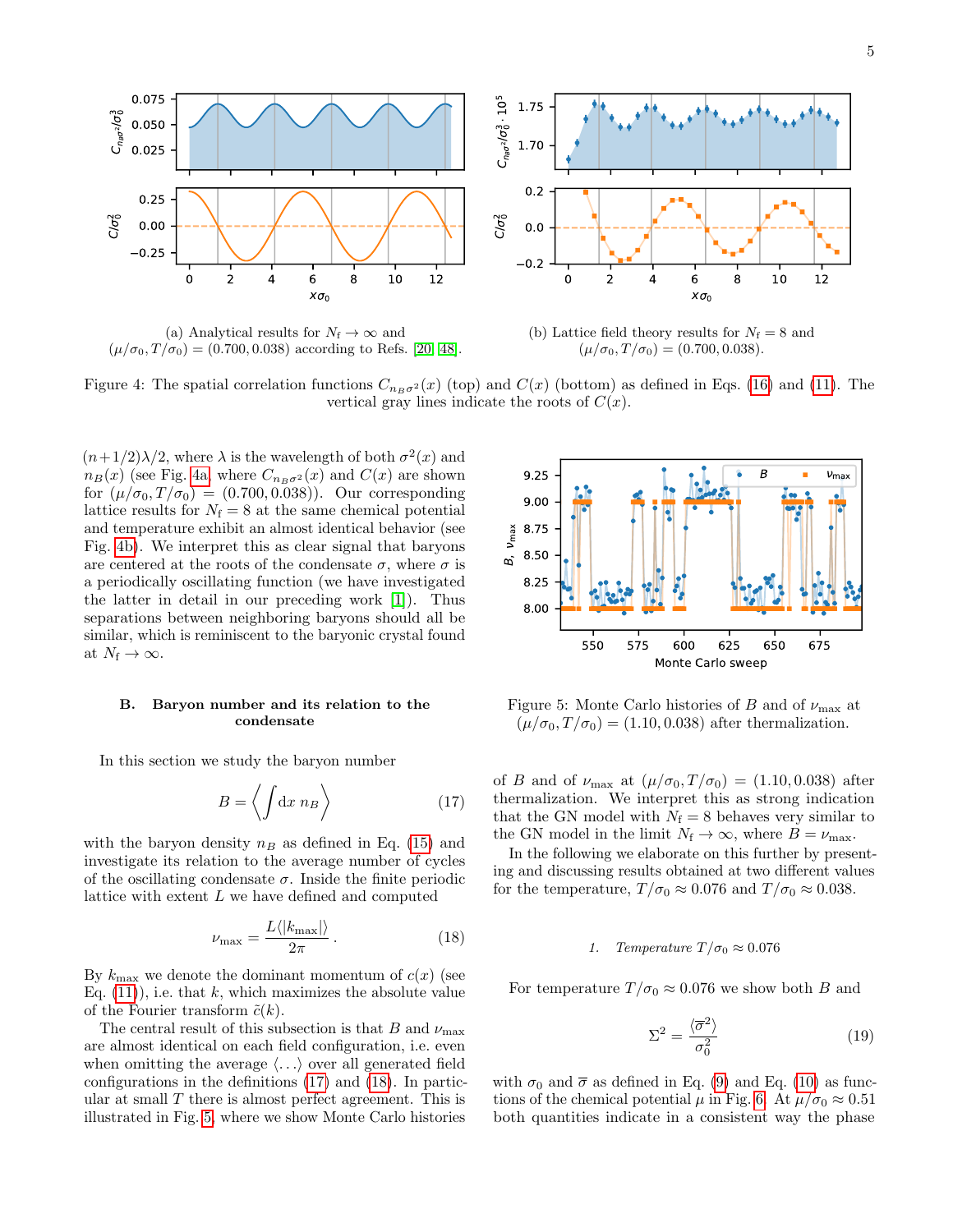(a) Analytical results for $N_f \to \infty$ and $(\mu/\sigma_0, T/\sigma_0) = (0.700, 0.038)$ according to Refs. [20, 48].

(b) Lattice field theory results for $N_f = 8$ and $(\mu/\sigma_0, T/\sigma_0) = (0.700, 0.038)$.

Figure 4: The spatial correlation functions $C_{n_B\sigma^2}(x)$ (top) and $C(x)$ (bottom) as defined in Eqs. (16) and (11). The vertical gray lines indicate the roots of $C(x)$.

$(n+1/2)\lambda/2$, where $\lambda$ is the wavelength of both $\sigma^2(x)$ and $n_B(x)$ (see Fig. 4a, where $C_{n_B\sigma^2}(x)$ and $C(x)$ are shown for $(\mu/\sigma_0, T/\sigma_0) = (0.700, 0.038)$). Our corresponding lattice results for $N_f = 8$ at the same chemical potential and temperature exhibit an almost identical behavior (see Fig. 4b). We interpret this as clear signal that baryons are centered at the roots of the condensate $\sigma$, where $\sigma$ is a periodically oscillating function (we have investigated the latter in detail in our preceding work [1]). Thus separations between neighboring baryons should all be similar, which is reminiscent to the baryonic crystal found at $N_f \to \infty$.

### B. Baryon number and its relation to the condensate

In this section we study the baryon number

$$B = \left\langle \int \mathrm{d}x \; n_B \right\rangle \tag{17}$$

with the baryon density $n_B$ as defined in Eq. (15) and investigate its relation to the average number of cycles of the oscillating condensate $\sigma$. Inside the finite periodic lattice with extent $L$ we have defined and computed

$$\nu_{\mathrm{max}} = \frac{L\langle |k_{\mathrm{max}}|\rangle}{2\pi} . \tag{18}$$

By $k_{\mathrm{max}}$ we denote the dominant momentum of $c(x)$ (see Eq. (11)), i.e. that $k$, which maximizes the absolute value of the Fourier transform $\tilde{c}(k)$.

The central result of this subsection is that $B$ and $\nu_{\mathrm{max}}$ are almost identical on each field configuration, i.e. even when omitting the average $\langle \ldots \rangle$ over all generated field configurations in the definitions (17) and (18). In particular at small $T$ there is almost perfect agreement. This is illustrated in Fig. 5, where we show Monte Carlo histories of $B$ and of $\nu_{\mathrm{max}}$ at $(\mu/\sigma_0, T/\sigma_0) = (1.10, 0.038)$ after thermalization. We interpret this as strong indication that the GN model with $N_f = 8$ behaves very similar to the GN model in the limit $N_f \to \infty$, where $B = \nu_{\mathrm{max}}$.

Figure 5: Monte Carlo histories of $B$ and of $\nu_{\mathrm{max}}$ at $(\mu/\sigma_0, T/\sigma_0) = (1.10, 0.038)$ after thermalization.

In the following we elaborate on this further by presenting and discussing results obtained at two different values for the temperature, $T/\sigma_0 \approx 0.076$ and $T/\sigma_0 \approx 0.038$.

#### 1. *Temperature $T/\sigma_0 \approx 0.076$*

For temperature $T/\sigma_0 \approx 0.076$ we show both $B$ and

$$\Sigma^2 = \frac{\langle \overline{\sigma}^2 \rangle}{\sigma_0^2} \tag{19}$$

with $\sigma_0$ and $\overline{\sigma}$ as defined in Eq. (9) and Eq. (10) as functions of the chemical potential $\mu$ in Fig. 6. At $\mu/\sigma_0 \approx 0.51$ both quantities indicate in a consistent way the phase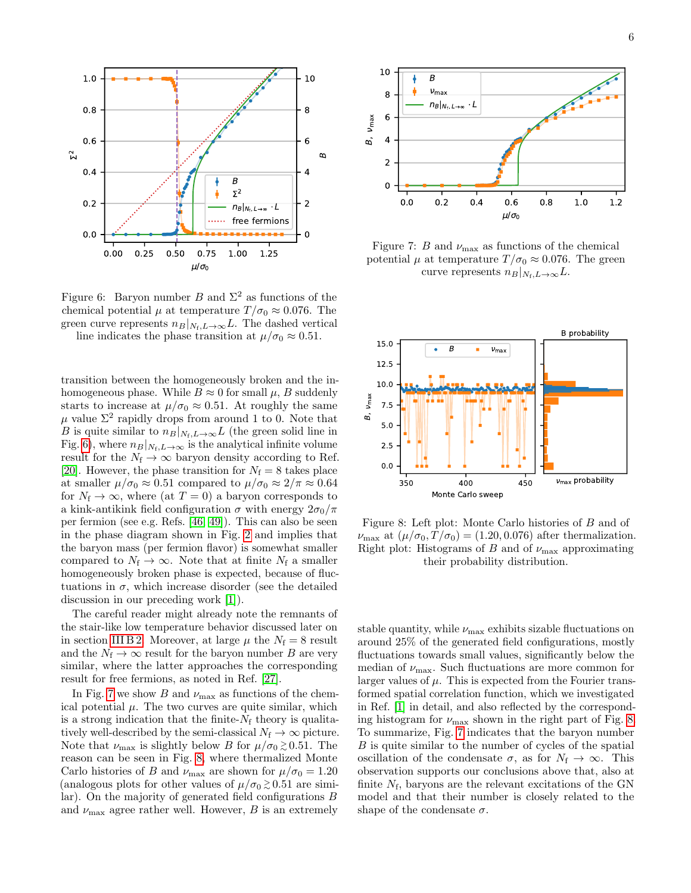Figure 6: Baryon number $B$ and $\Sigma^2$ as functions of the chemical potential $\mu$ at temperature $T/\sigma_0 \approx 0.076$. The green curve represents $n_B|_{N_\mathrm{f},L\to\infty}L$. The dashed vertical line indicates the phase transition at $\mu/\sigma_0 \approx 0.51$.

transition between the homogeneously broken and the inhomogeneous phase. While $B \approx 0$ for small $\mu$, $B$ suddenly starts to increase at $\mu/\sigma_0 \approx 0.51$. At roughly the same $\mu$ value $\Sigma^2$ rapidly drops from around 1 to 0. Note that $B$ is quite similar to $n_B|_{N_\mathrm{f},L\to\infty}L$ (the green solid line in Fig. 6), where $n_B|_{N_\mathrm{f},L\to\infty}$ is the analytical infinite volume result for the $N_\mathrm{f} \to \infty$ baryon density according to Ref. [20]. However, the phase transition for $N_\mathrm{f} = 8$ takes place at smaller $\mu/\sigma_0 \approx 0.51$ compared to $\mu/\sigma_0 \approx 2/\pi \approx 0.64$ for $N_\mathrm{f} \to \infty$, where (at $T = 0$) a baryon corresponds to a kink-antikink field configuration $\sigma$ with energy $2\sigma_0/\pi$ per fermion (see e.g. Refs. [46, 49]). This can also be seen in the phase diagram shown in Fig. 2 and implies that the baryon mass (per fermion flavor) is somewhat smaller compared to $N_\mathrm{f} \to \infty$. Note that at finite $N_\mathrm{f}$ a smaller homogeneously broken phase is expected, because of fluctuations in $\sigma$, which increase disorder (see the detailed discussion in our preceding work [1]).

The careful reader might already note the remnants of the stair-like low temperature behavior discussed later on in section III B 2. Moreover, at large $\mu$ the $N_\mathrm{f} = 8$ result and the $N_\mathrm{f} \to \infty$ result for the baryon number $B$ are very similar, where the latter approaches the corresponding result for free fermions, as noted in Ref. [27].

In Fig. 7 we show $B$ and $\nu_\mathrm{max}$ as functions of the chemical potential $\mu$. The two curves are quite similar, which is a strong indication that the finite-$N_\mathrm{f}$ theory is qualitatively well-described by the semi-classical $N_\mathrm{f} \to \infty$ picture. Note that $\nu_\mathrm{max}$ is slightly below $B$ for $\mu/\sigma_0 \gtrsim 0.51$. The reason can be seen in Fig. 8, where thermalized Monte Carlo histories of $B$ and $\nu_\mathrm{max}$ are shown for $\mu/\sigma_0 = 1.20$ (analogous plots for other values of $\mu/\sigma_0 \gtrsim 0.51$ are similar). On the majority of generated field configurations $B$ and $\nu_\mathrm{max}$ agree rather well. However, $B$ is an extremely stable quantity, while $\nu_\mathrm{max}$ exhibits sizable fluctuations on around 25% of the generated field configurations, mostly fluctuations towards small values, significantly below the median of $\nu_\mathrm{max}$. Such fluctuations are more common for larger values of $\mu$. This is expected from the Fourier transformed spatial correlation function, which we investigated in Ref. [1] in detail, and also reflected by the corresponding histogram for $\nu_\mathrm{max}$ shown in the right part of Fig. 8. To summarize, Fig. 7 indicates that the baryon number $B$ is quite similar to the number of cycles of the spatial oscillation of the condensate $\sigma$, as for $N_\mathrm{f} \to \infty$. This observation supports our conclusions above that, also at finite $N_\mathrm{f}$, baryons are the relevant excitations of the GN model and that their number is closely related to the shape of the condensate $\sigma$.

Figure 7: $B$ and $\nu_\mathrm{max}$ as functions of the chemical potential $\mu$ at temperature $T/\sigma_0 \approx 0.076$. The green curve represents $n_B|_{N_\mathrm{f},L\to\infty}L$.

Figure 8: Left plot: Monte Carlo histories of $B$ and of $\nu_\mathrm{max}$ at $(\mu/\sigma_0, T/\sigma_0) = (1.20, 0.076)$ after thermalization. Right plot: Histograms of $B$ and of $\nu_\mathrm{max}$ approximating their probability distribution.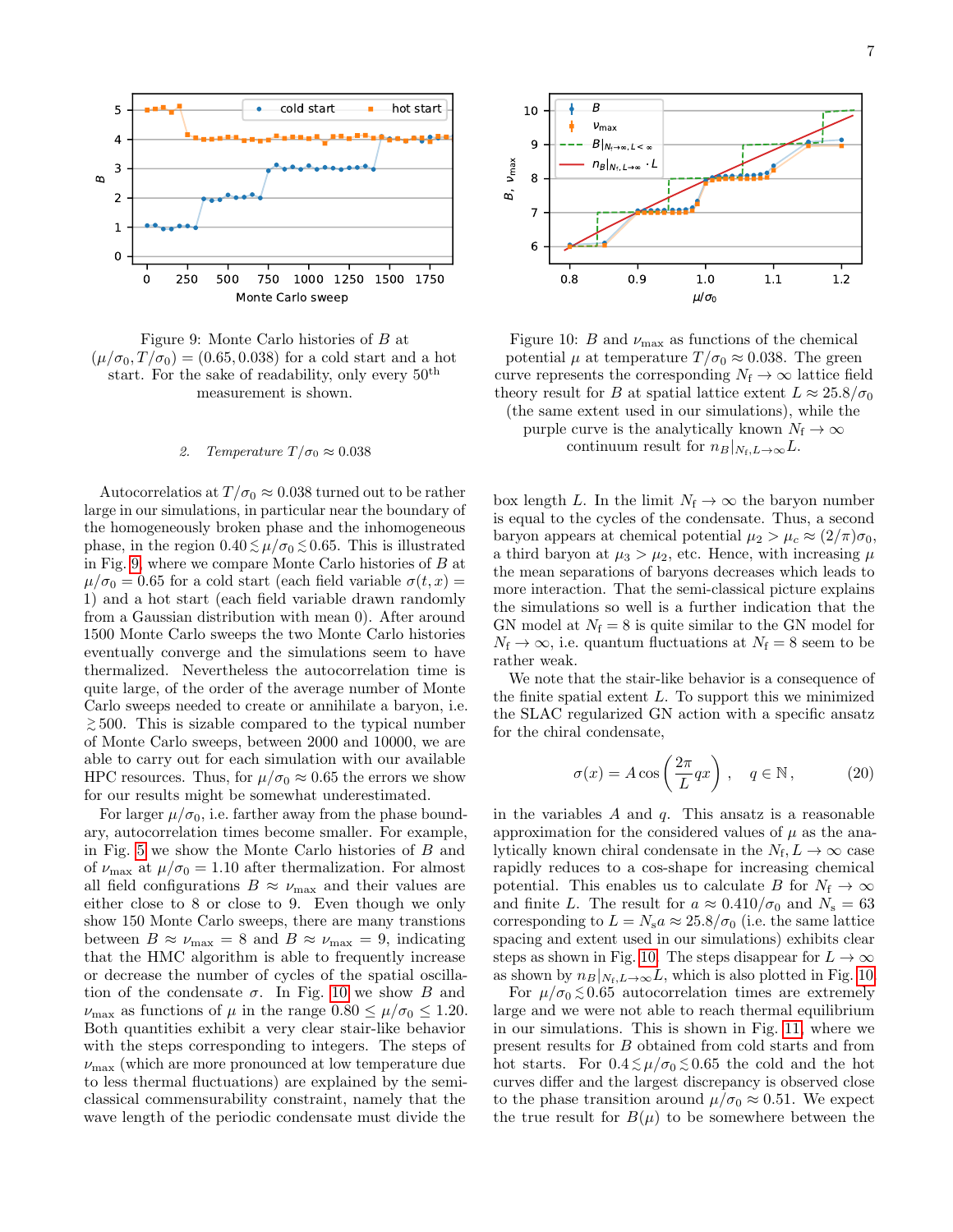Figure 9: Monte Carlo histories of $B$ at $(\mu/\sigma_0, T/\sigma_0) = (0.65, 0.038)$ for a cold start and a hot start. For the sake of readability, only every 50th measurement is shown.

Figure 10: $B$ and $\nu_{\max}$ as functions of the chemical potential $\mu$ at temperature $T/\sigma_0 \approx 0.038$. The green curve represents the corresponding $N_f \to \infty$ lattice field theory result for $B$ at spatial lattice extent $L \approx 25.8/\sigma_0$ (the same extent used in our simulations), while the purple curve is the analytically known $N_f \to \infty$ continuum result for $n_B|_{N_f, L\to\infty} L$.

### 2. Temperature $T/\sigma_0 \approx 0.038$

Autocorrelatios at $T/\sigma_0 \approx 0.038$ turned out to be rather large in our simulations, in particular near the boundary of the homogeneously broken phase and the inhomogeneous phase, in the region $0.40 \lesssim \mu/\sigma_0 \lesssim 0.65$. This is illustrated in Fig. 9, where we compare Monte Carlo histories of $B$ at $\mu/\sigma_0 = 0.65$ for a cold start (each field variable $\sigma(t, x) = 1$) and a hot start (each field variable drawn randomly from a Gaussian distribution with mean 0). After around 1500 Monte Carlo sweeps the two Monte Carlo histories eventually converge and the simulations seem to have thermalized. Nevertheless the autocorrelation time is quite large, of the order of the average number of Monte Carlo sweeps needed to create or annihilate a baryon, i.e. $\gtrsim 500$. This is sizable compared to the typical number of Monte Carlo sweeps, between 2000 and 10000, we are able to carry out for each simulation with our available HPC resources. Thus, for $\mu/\sigma_0 \approx 0.65$ the errors we show for our results might be somewhat underestimated.

For larger $\mu/\sigma_0$, i.e. farther away from the phase boundary, autocorrelation times become smaller. For example, in Fig. 5 we show the Monte Carlo histories of $B$ and of $\nu_{\max}$ at $\mu/\sigma_0 = 1.10$ after thermalization. For almost all field configurations $B \approx \nu_{\max}$ and their values are either close to 8 or close to 9. Even though we only show 150 Monte Carlo sweeps, there are many transtions between $B \approx \nu_{\max} = 8$ and $B \approx \nu_{\max} = 9$, indicating that the HMC algorithm is able to frequently increase or decrease the number of cycles of the spatial oscillation of the condensate $\sigma$. In Fig. 10 we show $B$ and $\nu_{\max}$ as functions of $\mu$ in the range $0.80 \leq \mu/\sigma_0 \leq 1.20$. Both quantities exhibit a very clear stair-like behavior with the steps corresponding to integers. The steps of $\nu_{\max}$ (which are more pronounced at low temperature due to less thermal fluctuations) are explained by the semi-classical commensurability constraint, namely that the wave length of the periodic condensate must divide the box length $L$. In the limit $N_f \to \infty$ the baryon number is equal to the cycles of the condensate. Thus, a second baryon appears at chemical potential $\mu_2 > \mu_c \approx (2/\pi)\sigma_0$, a third baryon at $\mu_3 > \mu_2$, etc. Hence, with increasing $\mu$ the mean separations of baryons decreases which leads to more interaction. That the semi-classical picture explains the simulations so well is a further indication that the GN model at $N_f = 8$ is quite similar to the GN model for $N_f \to \infty$, i.e. quantum fluctuations at $N_f = 8$ seem to be rather weak.

We note that the stair-like behavior is a consequence of the finite spatial extent $L$. To support this we minimized the SLAC regularized GN action with a specific ansatz for the chiral condensate,

$$\sigma(x) = A \cos\left(\frac{2\pi}{L} q x\right), \quad q \in \mathbb{N}, \tag{20}$$

in the variables $A$ and $q$. This ansatz is a reasonable approximation for the considered values of $\mu$ as the analytically known chiral condensate in the $N_f, L \to \infty$ case rapidly reduces to a cos-shape for increasing chemical potential. This enables us to calculate $B$ for $N_f \to \infty$ and finite $L$. The result for $a \approx 0.410/\sigma_0$ and $N_s = 63$ corresponding to $L = N_s a \approx 25.8/\sigma_0$ (i.e. the same lattice spacing and extent used in our simulations) exhibits clear steps as shown in Fig. 10. The steps disappear for $L \to \infty$ as shown by $n_B|_{N_f, L\to\infty} L$, which is also plotted in Fig. 10.

For $\mu/\sigma_0 \lesssim 0.65$ autocorrelation times are extremely large and we were not able to reach thermal equilibrium in our simulations. This is shown in Fig. 11, where we present results for $B$ obtained from cold starts and from hot starts. For $0.4 \lesssim \mu/\sigma_0 \lesssim 0.65$ the cold and the hot curves differ and the largest discrepancy is observed close to the phase transition around $\mu/\sigma_0 \approx 0.51$. We expect the true result for $B(\mu)$ to be somewhere between the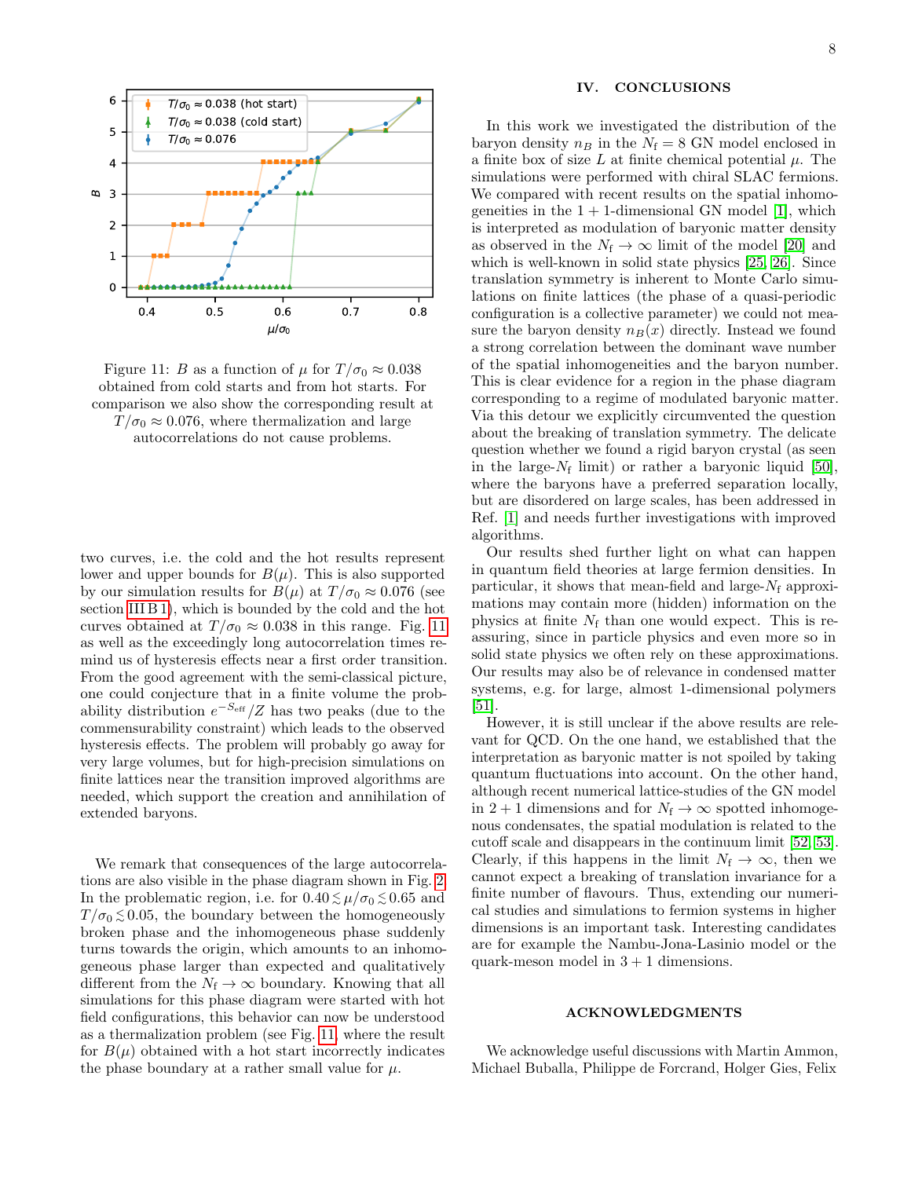Figure 11: $B$ as a function of $\mu$ for $T/\sigma_0 \approx 0.038$ obtained from cold starts and from hot starts. For comparison we also show the corresponding result at $T/\sigma_0 \approx 0.076$, where thermalization and large autocorrelations do not cause problems.

two curves, i.e. the cold and the hot results represent lower and upper bounds for $B(\mu)$. This is also supported by our simulation results for $B(\mu)$ at $T/\sigma_0 \approx 0.076$ (see section III B 1), which is bounded by the cold and the hot curves obtained at $T/\sigma_0 \approx 0.038$ in this range. Fig. 11 as well as the exceedingly long autocorrelation times remind us of hysteresis effects near a first order transition. From the good agreement with the semi-classical picture, one could conjecture that in a finite volume the probability distribution $e^{-S_{\text{eff}}}/Z$ has two peaks (due to the commensurability constraint) which leads to the observed hysteresis effects. The problem will probably go away for very large volumes, but for high-precision simulations on finite lattices near the transition improved algorithms are needed, which support the creation and annihilation of extended baryons.

We remark that consequences of the large autocorrelations are also visible in the phase diagram shown in Fig. 2. In the problematic region, i.e. for $0.40 \lesssim \mu/\sigma_0 \lesssim 0.65$ and $T/\sigma_0 \lesssim 0.05$, the boundary between the homogeneously broken phase and the inhomogeneous phase suddenly turns towards the origin, which amounts to an inhomogeneous phase larger than expected and qualitatively different from the $N_\text{f} \to \infty$ boundary. Knowing that all simulations for this phase diagram were started with hot field configurations, this behavior can now be understood as a thermalization problem (see Fig. 11, where the result for $B(\mu)$ obtained with a hot start incorrectly indicates the phase boundary at a rather small value for $\mu$.

## IV. CONCLUSIONS

In this work we investigated the distribution of the baryon density $n_B$ in the $N_\text{f} = 8$ GN model enclosed in a finite box of size $L$ at finite chemical potential $\mu$. The simulations were performed with chiral SLAC fermions. We compared with recent results on the spatial inhomogeneities in the $1+1$-dimensional GN model [1], which is interpreted as modulation of baryonic matter density as observed in the $N_\text{f} \to \infty$ limit of the model [20] and which is well-known in solid state physics [25, 26]. Since translation symmetry is inherent to Monte Carlo simulations on finite lattices (the phase of a quasi-periodic configuration is a collective parameter) we could not measure the baryon density $n_B(x)$ directly. Instead we found a strong correlation between the dominant wave number of the spatial inhomogeneities and the baryon number. This is clear evidence for a region in the phase diagram corresponding to a regime of modulated baryonic matter. Via this detour we explicitly circumvented the question about the breaking of translation symmetry. The delicate question whether we found a rigid baryon crystal (as seen in the large-$N_\text{f}$ limit) or rather a baryonic liquid [50], where the baryons have a preferred separation locally, but are disordered on large scales, has been addressed in Ref. [1] and needs further investigations with improved algorithms.

Our results shed further light on what can happen in quantum field theories at large fermion densities. In particular, it shows that mean-field and large-$N_\text{f}$ approximations may contain more (hidden) information on the physics at finite $N_\text{f}$ than one would expect. This is reassuring, since in particle physics and even more so in solid state physics we often rely on these approximations. Our results may also be of relevance in condensed matter systems, e.g. for large, almost 1-dimensional polymers [51].

However, it is still unclear if the above results are relevant for QCD. On the one hand, we established that the interpretation as baryonic matter is not spoiled by taking quantum fluctuations into account. On the other hand, although recent numerical lattice-studies of the GN model in $2+1$ dimensions and for $N_\text{f} \to \infty$ spotted inhomogeneous condensates, the spatial modulation is related to the cutoff scale and disappears in the continuum limit [52, 53]. Clearly, if this happens in the limit $N_\text{f} \to \infty$, then we cannot expect a breaking of translation invariance for a finite number of flavours. Thus, extending our numerical studies and simulations to fermion systems in higher dimensions is an important task. Interesting candidates are for example the Nambu-Jona-Lasinio model or the quark-meson model in $3+1$ dimensions.

## ACKNOWLEDGMENTS

We acknowledge useful discussions with Martin Ammon, Michael Buballa, Philippe de Forcrand, Holger Gies, Felix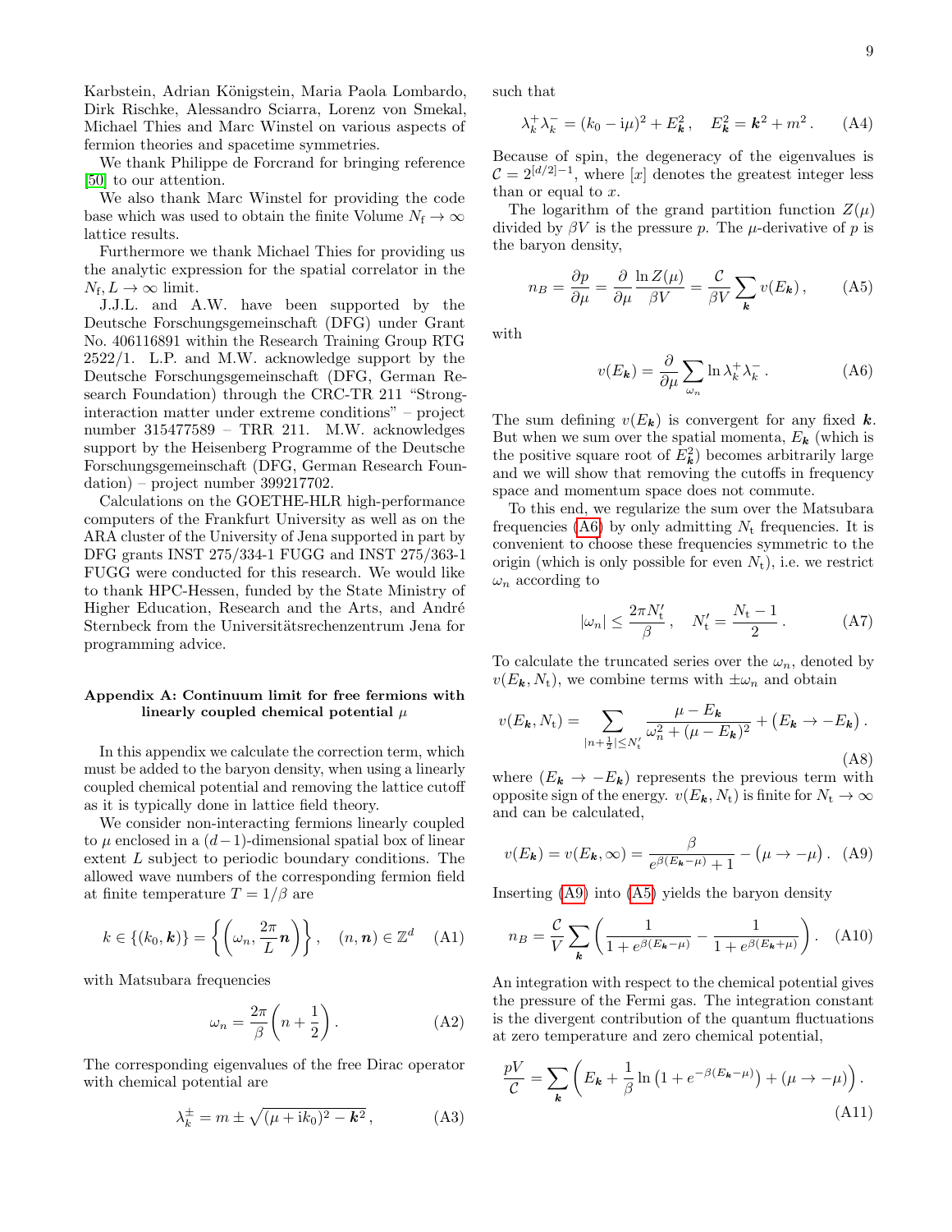Karbstein, Adrian Königstein, Maria Paola Lombardo, Dirk Rischke, Alessandro Sciarra, Lorenz von Smekal, Michael Thies and Marc Winstel on various aspects of fermion theories and spacetime symmetries.

We thank Philippe de Forcrand for bringing reference [50] to our attention.

We also thank Marc Winstel for providing the code base which was used to obtain the finite Volume $N_\mathrm{f} \to \infty$ lattice results.

Furthermore we thank Michael Thies for providing us the analytic expression for the spatial correlator in the $N_\mathrm{f}, L \to \infty$ limit.

J.J.L. and A.W. have been supported by the Deutsche Forschungsgemeinschaft (DFG) under Grant No. 406116891 within the Research Training Group RTG 2522/1. L.P. and M.W. acknowledge support by the Deutsche Forschungsgemeinschaft (DFG, German Research Foundation) through the CRC-TR 211 "Strong-interaction matter under extreme conditions" – project number 315477589 – TRR 211. M.W. acknowledges support by the Heisenberg Programme of the Deutsche Forschungsgemeinschaft (DFG, German Research Foundation) – project number 399217702.

Calculations on the GOETHE-HLR high-performance computers of the Frankfurt University as well as on the ARA cluster of the University of Jena supported in part by DFG grants INST 275/334-1 FUGG and INST 275/363-1 FUGG were conducted for this research. We would like to thank HPC-Hessen, funded by the State Ministry of Higher Education, Research and the Arts, and André Sternbeck from the Universitätsrechenzentrum Jena for programming advice.

## Appendix A: Continuum limit for free fermions with linearly coupled chemical potential $\mu$

In this appendix we calculate the correction term, which must be added to the baryon density, when using a linearly coupled chemical potential and removing the lattice cutoff as it is typically done in lattice field theory.

We consider non-interacting fermions linearly coupled to $\mu$ enclosed in a $(d-1)$-dimensional spatial box of linear extent $L$ subject to periodic boundary conditions. The allowed wave numbers of the corresponding fermion field at finite temperature $T = 1/\beta$ are

$$k \in \{(k_0, \boldsymbol{k})\} = \left\{ \left( \omega_n, \frac{2\pi}{L}\boldsymbol{n} \right) \right\}, \quad (n, \boldsymbol{n}) \in \mathbb{Z}^d \tag{A1}$$

with Matsubara frequencies

$$\omega_n = \frac{2\pi}{\beta}\left( n + \frac{1}{2} \right). \tag{A2}$$

The corresponding eigenvalues of the free Dirac operator with chemical potential are

$$\lambda_k^\pm = m \pm \sqrt{(\mu + \mathrm{i}k_0)^2 - \boldsymbol{k}^2}\,, \tag{A3}$$

such that

$$\lambda_k^+ \lambda_k^- = (k_0 - \mathrm{i}\mu)^2 + E_{\boldsymbol{k}}^2\,, \quad E_{\boldsymbol{k}}^2 = \boldsymbol{k}^2 + m^2\,. \tag{A4}$$

Because of spin, the degeneracy of the eigenvalues is $\mathcal{C} = 2^{[d/2]-1}$, where $[x]$ denotes the greatest integer less than or equal to $x$.

The logarithm of the grand partition function $Z(\mu)$ divided by $\beta V$ is the pressure $p$. The $\mu$-derivative of $p$ is the baryon density,

$$n_B = \frac{\partial p}{\partial \mu} = \frac{\partial}{\partial \mu} \frac{\ln Z(\mu)}{\beta V} = \frac{\mathcal{C}}{\beta V} \sum_{\boldsymbol{k}} v(E_{\boldsymbol{k}})\,, \tag{A5}$$

with

$$v(E_{\boldsymbol{k}}) = \frac{\partial}{\partial \mu} \sum_{\omega_n} \ln \lambda_k^+ \lambda_k^-\,. \tag{A6}$$

The sum defining $v(E_{\boldsymbol{k}})$ is convergent for any fixed $\boldsymbol{k}$. But when we sum over the spatial momenta, $E_{\boldsymbol{k}}$ (which is the positive square root of $E_{\boldsymbol{k}}^2$) becomes arbitrarily large and we will show that removing the cutoffs in frequency space and momentum space does not commute.

To this end, we regularize the sum over the Matsubara frequencies (A6) by only admitting $N_\mathrm{t}$ frequencies. It is convenient to choose these frequencies symmetric to the origin (which is only possible for even $N_\mathrm{t}$), i.e. we restrict $\omega_n$ according to

$$|\omega_n| \leq \frac{2\pi N_\mathrm{t}'}{\beta}\,, \quad N_\mathrm{t}' = \frac{N_\mathrm{t} - 1}{2}\,. \tag{A7}$$

To calculate the truncated series over the $\omega_n$, denoted by $v(E_{\boldsymbol{k}}, N_\mathrm{t})$, we combine terms with $\pm\omega_n$ and obtain

$$v(E_{\boldsymbol{k}}, N_\mathrm{t}) = \sum_{|n+\frac{1}{2}| \leq N_\mathrm{t}'} \frac{\mu - E_{\boldsymbol{k}}}{\omega_n^2 + (\mu - E_{\boldsymbol{k}})^2} + \big(E_{\boldsymbol{k}} \to -E_{\boldsymbol{k}}\big)\,. \tag{A8}$$

where $(E_{\boldsymbol{k}} \to -E_{\boldsymbol{k}})$ represents the previous term with opposite sign of the energy. $v(E_{\boldsymbol{k}}, N_\mathrm{t})$ is finite for $N_\mathrm{t} \to \infty$ and can be calculated,

$$v(E_{\boldsymbol{k}}) = v(E_{\boldsymbol{k}}, \infty) = \frac{\beta}{e^{\beta(E_{\boldsymbol{k}} - \mu)} + 1} - \big(\mu \to -\mu\big)\,. \tag{A9}$$

Inserting (A9) into (A5) yields the baryon density

$$n_B = \frac{\mathcal{C}}{V} \sum_{\boldsymbol{k}} \left( \frac{1}{1 + e^{\beta(E_{\boldsymbol{k}} - \mu)}} - \frac{1}{1 + e^{\beta(E_{\boldsymbol{k}} + \mu)}} \right). \tag{A10}$$

An integration with respect to the chemical potential gives the pressure of the Fermi gas. The integration constant is the divergent contribution of the quantum fluctuations at zero temperature and zero chemical potential,

$$\frac{pV}{\mathcal{C}} = \sum_{\boldsymbol{k}} \left( E_{\boldsymbol{k}} + \frac{1}{\beta} \ln\left(1 + e^{-\beta(E_{\boldsymbol{k}} - \mu)}\right) + (\mu \to -\mu) \right). \tag{A11}$$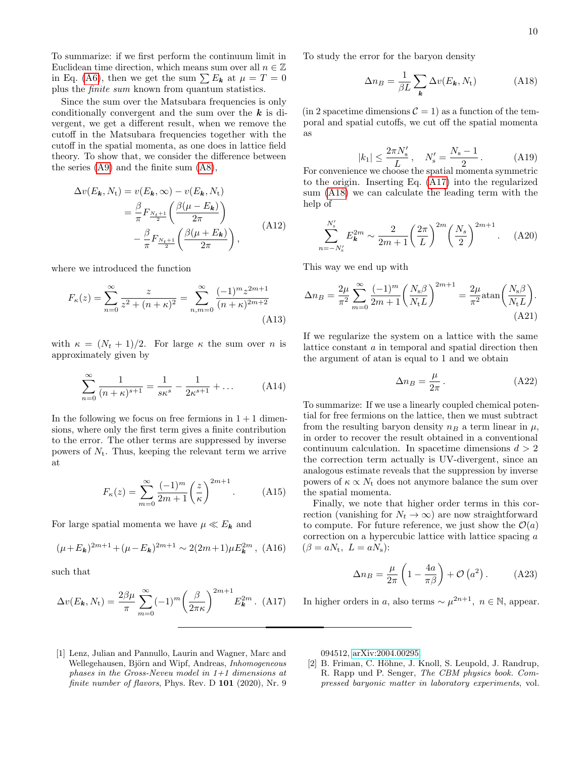To summarize: if we first perform the continuum limit in Euclidean time direction, which means sum over all $n \in \mathbb{Z}$ in Eq. (A6), then we get the sum $\sum E_{\boldsymbol{k}}$ at $\mu = T = 0$ plus the *finite sum* known from quantum statistics.

Since the sum over the Matsubara frequencies is only conditionally convergent and the sum over the $\boldsymbol{k}$ is divergent, we get a different result, when we remove the cutoff in the Matsubara frequencies together with the cutoff in the spatial momenta, as one does in lattice field theory. To show that, we consider the difference between the series (A9) and the finite sum (A8),

$$
\begin{aligned}
\Delta v(E_{\boldsymbol{k}}, N_{\mathrm{t}}) &= v(E_{\boldsymbol{k}}, \infty) - v(E_{\boldsymbol{k}}, N_{\mathrm{t}}) \\
&= \frac{\beta}{\pi} F_{\frac{N_t+1}{2}}\left(\frac{\beta(\mu - E_{\boldsymbol{k}})}{2\pi}\right) \\
&\quad - \frac{\beta}{\pi} F_{\frac{N_t+1}{2}}\left(\frac{\beta(\mu + E_{\boldsymbol{k}})}{2\pi}\right),
\end{aligned} \tag{A12}
$$

where we introduced the function

$$
F_\kappa(z) = \sum_{n=0}^{\infty} \frac{z}{z^2 + (n+\kappa)^2} = \sum_{n,m=0}^{\infty} \frac{(-1)^m z^{2m+1}}{(n+\kappa)^{2m+2}} \tag{A13}
$$

with $\kappa = (N_t + 1)/2$. For large $\kappa$ the sum over $n$ is approximately given by

$$
\sum_{n=0}^{\infty} \frac{1}{(n+\kappa)^{s+1}} = \frac{1}{s\kappa^s} - \frac{1}{2\kappa^{s+1}} + \dots \tag{A14}
$$

In the following we focus on free fermions in $1+1$ dimensions, where only the first term gives a finite contribution to the error. The other terms are suppressed by inverse powers of $N_{\mathrm{t}}$. Thus, keeping the relevant term we arrive at

$$
F_\kappa(z) = \sum_{m=0}^{\infty} \frac{(-1)^m}{2m+1} \left(\frac{z}{\kappa}\right)^{2m+1}. \tag{A15}
$$

For large spatial momenta we have $\mu \ll E_{\boldsymbol{k}}$ and

$$
(\mu + E_{\boldsymbol{k}})^{2m+1} + (\mu - E_{\boldsymbol{k}})^{2m+1} \sim 2(2m+1)\mu E_{\boldsymbol{k}}^{2m}, \tag{A16}
$$

such that

$$
\Delta v(E_{\boldsymbol{k}}, N_{\mathrm{t}}) = \frac{2\beta\mu}{\pi} \sum_{m=0}^{\infty} (-1)^m \left(\frac{\beta}{2\pi\kappa}\right)^{2m+1} E_{\boldsymbol{k}}^{2m}. \tag{A17}
$$

To study the error for the baryon density

$$
\Delta n_B = \frac{1}{\beta L} \sum_{\boldsymbol{k}} \Delta v(E_{\boldsymbol{k}}, N_{\mathrm{t}}) \tag{A18}
$$

(in 2 spacetime dimensions $\mathcal{C} = 1$) as a function of the temporal and spatial cutoffs, we cut off the spatial momenta as

$$
|k_1| \leq \frac{2\pi N_{\mathrm{s}}'}{L}, \quad N_{\mathrm{s}}' = \frac{N_{\mathrm{s}} - 1}{2}. \tag{A19}
$$

For convenience we choose the spatial momenta symmetric to the origin. Inserting Eq. (A17) into the regularized sum (A18) we can calculate the leading term with the help of

$$
\sum_{n=-N_{\mathrm{s}}'}^{N_{\mathrm{s}}'} E_{\boldsymbol{k}}^{2m} \sim \frac{2}{2m+1} \left(\frac{2\pi}{L}\right)^{2m} \left(\frac{N_s}{2}\right)^{2m+1}. \tag{A20}
$$

This way we end up with

$$
\Delta n_B = \frac{2\mu}{\pi^2} \sum_{m=0}^{\infty} \frac{(-1)^m}{2m+1} \left(\frac{N_{\mathrm{s}}\beta}{N_{\mathrm{t}}L}\right)^{2m+1} = \frac{2\mu}{\pi^2} \mathrm{atan}\left(\frac{N_{\mathrm{s}}\beta}{N_{\mathrm{t}}L}\right). \tag{A21}
$$

If we regularize the system on a lattice with the same lattice constant $a$ in temporal and spatial direction then the argument of atan is equal to 1 and we obtain

$$
\Delta n_B = \frac{\mu}{2\pi}. \tag{A22}
$$

To summarize: If we use a linearly coupled chemical potential for free fermions on the lattice, then we must subtract from the resulting baryon density $n_B$ a term linear in $\mu$, in order to recover the result obtained in a conventional continuum calculation. In spacetime dimensions $d > 2$ the correction term actually is UV-divergent, since an analogous estimate reveals that the suppression by inverse powers of $\kappa \propto N_{\mathrm{t}}$ does not anymore balance the sum over the spatial momenta.

Finally, we note that higher order terms in this correction (vanishing for $N_t \to \infty$) are now straightforward to compute. For future reference, we just show the $\mathcal{O}(a)$ correction on a hypercubic lattice with lattice spacing $a$ ($\beta = aN_{\mathrm{t}},\ L = aN_{\mathrm{s}}$):

$$
\Delta n_B = \frac{\mu}{2\pi}\left(1 - \frac{4a}{\pi\beta}\right) + \mathcal{O}\left(a^2\right). \tag{A23}
$$

In higher orders in $a$, also terms $\sim \mu^{2n+1},\ n \in \mathbb{N}$, appear.

---

[1] Lenz, Julian and Pannullo, Laurin and Wagner, Marc and Wellegehausen, Björn and Wipf, Andreas, *Inhomogeneous phases in the Gross-Neveu model in 1+1 dimensions at finite number of flavors*, Phys. Rev. D **101** (2020), Nr. 9 094512, arXiv:2004.00295.

[2] B. Friman, C. Höhne, J. Knoll, S. Leupold, J. Randrup, R. Rapp und P. Senger, *The CBM physics book. Compressed baryonic matter in laboratory experiments*, vol.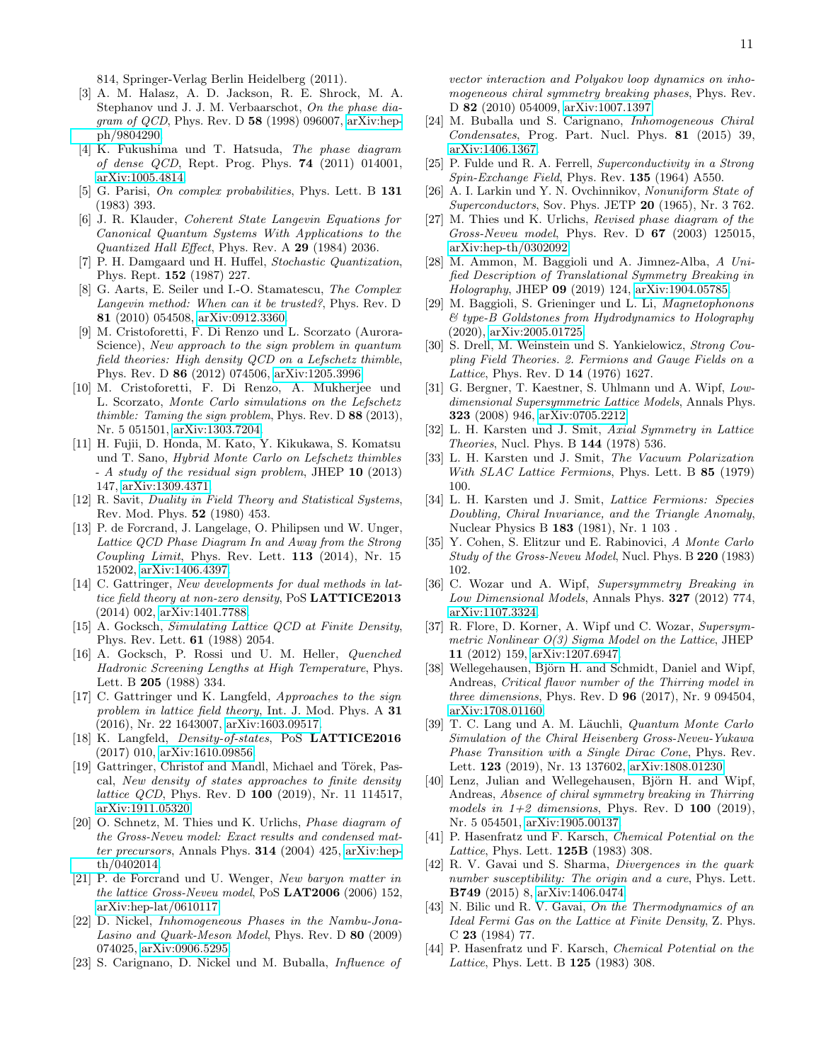814, Springer-Verlag Berlin Heidelberg (2011).

[3] A. M. Halasz, A. D. Jackson, R. E. Shrock, M. A. Stephanov und J. J. M. Verbaarschot, *On the phase diagram of QCD*, Phys. Rev. D **58** (1998) 096007, arXiv:hep-ph/9804290.

[4] K. Fukushima und T. Hatsuda, *The phase diagram of dense QCD*, Rept. Prog. Phys. **74** (2011) 014001, arXiv:1005.4814.

[5] G. Parisi, *On complex probabilities*, Phys. Lett. B **131** (1983) 393.

[6] J. R. Klauder, *Coherent State Langevin Equations for Canonical Quantum Systems With Applications to the Quantized Hall Effect*, Phys. Rev. A **29** (1984) 2036.

[7] P. H. Damgaard und H. Huffel, *Stochastic Quantization*, Phys. Rept. **152** (1987) 227.

[8] G. Aarts, E. Seiler und I.-O. Stamatescu, *The Complex Langevin method: When can it be trusted?*, Phys. Rev. D **81** (2010) 054508, arXiv:0912.3360.

[9] M. Cristoforetti, F. Di Renzo und L. Scorzato (Aurora-Science), *New approach to the sign problem in quantum field theories: High density QCD on a Lefschetz thimble*, Phys. Rev. D **86** (2012) 074506, arXiv:1205.3996.

[10] M. Cristoforetti, F. Di Renzo, A. Mukherjee und L. Scorzato, *Monte Carlo simulations on the Lefschetz thimble: Taming the sign problem*, Phys. Rev. D **88** (2013), Nr. 5 051501, arXiv:1303.7204.

[11] H. Fujii, D. Honda, M. Kato, Y. Kikukawa, S. Komatsu und T. Sano, *Hybrid Monte Carlo on Lefschetz thimbles - A study of the residual sign problem*, JHEP **10** (2013) 147, arXiv:1309.4371.

[12] R. Savit, *Duality in Field Theory and Statistical Systems*, Rev. Mod. Phys. **52** (1980) 453.

[13] P. de Forcrand, J. Langelage, O. Philipsen und W. Unger, *Lattice QCD Phase Diagram In and Away from the Strong Coupling Limit*, Phys. Rev. Lett. **113** (2014), Nr. 15 152002, arXiv:1406.4397.

[14] C. Gattringer, *New developments for dual methods in lattice field theory at non-zero density*, PoS **LATTICE2013** (2014) 002, arXiv:1401.7788.

[15] A. Gocksch, *Simulating Lattice QCD at Finite Density*, Phys. Rev. Lett. **61** (1988) 2054.

[16] A. Gocksch, P. Rossi und U. M. Heller, *Quenched Hadronic Screening Lengths at High Temperature*, Phys. Lett. B **205** (1988) 334.

[17] C. Gattringer und K. Langfeld, *Approaches to the sign problem in lattice field theory*, Int. J. Mod. Phys. A **31** (2016), Nr. 22 1643007, arXiv:1603.09517.

[18] K. Langfeld, *Density-of-states*, PoS **LATTICE2016** (2017) 010, arXiv:1610.09856.

[19] Gattringer, Christof and Mandl, Michael and Török, Pascal, *New density of states approaches to finite density lattice QCD*, Phys. Rev. D **100** (2019), Nr. 11 114517, arXiv:1911.05320.

[20] O. Schnetz, M. Thies und K. Urlichs, *Phase diagram of the Gross-Neveu model: Exact results and condensed matter precursors*, Annals Phys. **314** (2004) 425, arXiv:hep-th/0402014.

[21] P. de Forcrand und U. Wenger, *New baryon matter in the lattice Gross-Neveu model*, PoS **LAT2006** (2006) 152, arXiv:hep-lat/0610117.

[22] D. Nickel, *Inhomogeneous Phases in the Nambu-Jona-Lasino and Quark-Meson Model*, Phys. Rev. D **80** (2009) 074025, arXiv:0906.5295.

[23] S. Carignano, D. Nickel und M. Buballa, *Influence of vector interaction and Polyakov loop dynamics on inhomogeneous chiral symmetry breaking phases*, Phys. Rev. D **82** (2010) 054009, arXiv:1007.1397.

[24] M. Buballa und S. Carignano, *Inhomogeneous Chiral Condensates*, Prog. Part. Nucl. Phys. **81** (2015) 39, arXiv:1406.1367.

[25] P. Fulde und R. A. Ferrell, *Superconductivity in a Strong Spin-Exchange Field*, Phys. Rev. **135** (1964) A550.

[26] A. I. Larkin und Y. N. Ovchinnikov, *Nonuniform State of Superconductors*, Sov. Phys. JETP **20** (1965), Nr. 3 762.

[27] M. Thies und K. Urlichs, *Revised phase diagram of the Gross-Neveu model*, Phys. Rev. D **67** (2003) 125015, arXiv:hep-th/0302092.

[28] M. Ammon, M. Baggioli und A. Jimnez-Alba, *A Unified Description of Translational Symmetry Breaking in Holography*, JHEP **09** (2019) 124, arXiv:1904.05785.

[29] M. Baggioli, S. Grieninger und L. Li, *Magnetophonons & type-B Goldstones from Hydrodynamics to Holography* (2020), arXiv:2005.01725.

[30] S. Drell, M. Weinstein und S. Yankielowicz, *Strong Coupling Field Theories. 2. Fermions and Gauge Fields on a Lattice*, Phys. Rev. D **14** (1976) 1627.

[31] G. Bergner, T. Kaestner, S. Uhlmann und A. Wipf, *Low-dimensional Supersymmetric Lattice Models*, Annals Phys. **323** (2008) 946, arXiv:0705.2212.

[32] L. H. Karsten und J. Smit, *Axial Symmetry in Lattice Theories*, Nucl. Phys. B **144** (1978) 536.

[33] L. H. Karsten und J. Smit, *The Vacuum Polarization With SLAC Lattice Fermions*, Phys. Lett. B **85** (1979) 100.

[34] L. H. Karsten und J. Smit, *Lattice Fermions: Species Doubling, Chiral Invariance, and the Triangle Anomaly*, Nuclear Physics B **183** (1981), Nr. 1 103 .

[35] Y. Cohen, S. Elitzur und E. Rabinovici, *A Monte Carlo Study of the Gross-Neveu Model*, Nucl. Phys. B **220** (1983) 102.

[36] C. Wozar und A. Wipf, *Supersymmetry Breaking in Low Dimensional Models*, Annals Phys. **327** (2012) 774, arXiv:1107.3324.

[37] R. Flore, D. Korner, A. Wipf und C. Wozar, *Supersymmetric Nonlinear O(3) Sigma Model on the Lattice*, JHEP **11** (2012) 159, arXiv:1207.6947.

[38] Wellegehausen, Björn H. and Schmidt, Daniel and Wipf, Andreas, *Critical flavor number of the Thirring model in three dimensions*, Phys. Rev. D **96** (2017), Nr. 9 094504, arXiv:1708.01160.

[39] T. C. Lang und A. M. Läuchli, *Quantum Monte Carlo Simulation of the Chiral Heisenberg Gross-Neveu-Yukawa Phase Transition with a Single Dirac Cone*, Phys. Rev. Lett. **123** (2019), Nr. 13 137602, arXiv:1808.01230.

[40] Lenz, Julian and Wellegehausen, Björn H. and Wipf, Andreas, *Absence of chiral symmetry breaking in Thirring models in 1+2 dimensions*, Phys. Rev. D **100** (2019), Nr. 5 054501, arXiv:1905.00137.

[41] P. Hasenfratz und F. Karsch, *Chemical Potential on the Lattice*, Phys. Lett. **125B** (1983) 308.

[42] R. V. Gavai und S. Sharma, *Divergences in the quark number susceptibility: The origin and a cure*, Phys. Lett. **B749** (2015) 8, arXiv:1406.0474.

[43] N. Bilic und R. V. Gavai, *On the Thermodynamics of an Ideal Fermi Gas on the Lattice at Finite Density*, Z. Phys. C **23** (1984) 77.

[44] P. Hasenfratz und F. Karsch, *Chemical Potential on the Lattice*, Phys. Lett. B **125** (1983) 308.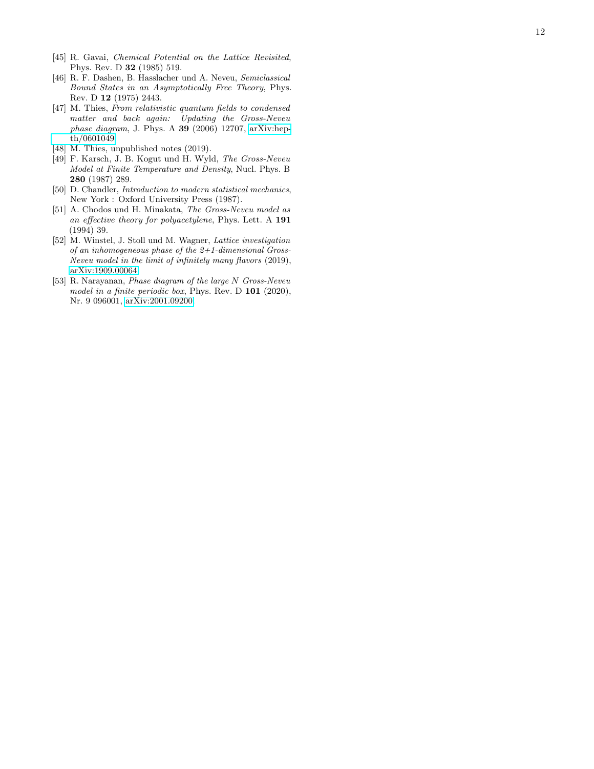[45] R. Gavai, *Chemical Potential on the Lattice Revisited*, Phys. Rev. D **32** (1985) 519.

[46] R. F. Dashen, B. Hasslacher und A. Neveu, *Semiclassical Bound States in an Asymptotically Free Theory*, Phys. Rev. D **12** (1975) 2443.

[47] M. Thies, *From relativistic quantum fields to condensed matter and back again: Updating the Gross-Neveu phase diagram*, J. Phys. A **39** (2006) 12707, arXiv:hep-th/0601049.

[48] M. Thies, unpublished notes (2019).

[49] F. Karsch, J. B. Kogut und H. Wyld, *The Gross-Neveu Model at Finite Temperature and Density*, Nucl. Phys. B **280** (1987) 289.

[50] D. Chandler, *Introduction to modern statistical mechanics*, New York : Oxford University Press (1987).

[51] A. Chodos und H. Minakata, *The Gross-Neveu model as an effective theory for polyacetylene*, Phys. Lett. A **191** (1994) 39.

[52] M. Winstel, J. Stoll und M. Wagner, *Lattice investigation of an inhomogeneous phase of the 2+1-dimensional Gross-Neveu model in the limit of infinitely many flavors* (2019), arXiv:1909.00064.

[53] R. Narayanan, *Phase diagram of the large N Gross-Neveu model in a finite periodic box*, Phys. Rev. D **101** (2020), Nr. 9 096001, arXiv:2001.09200.